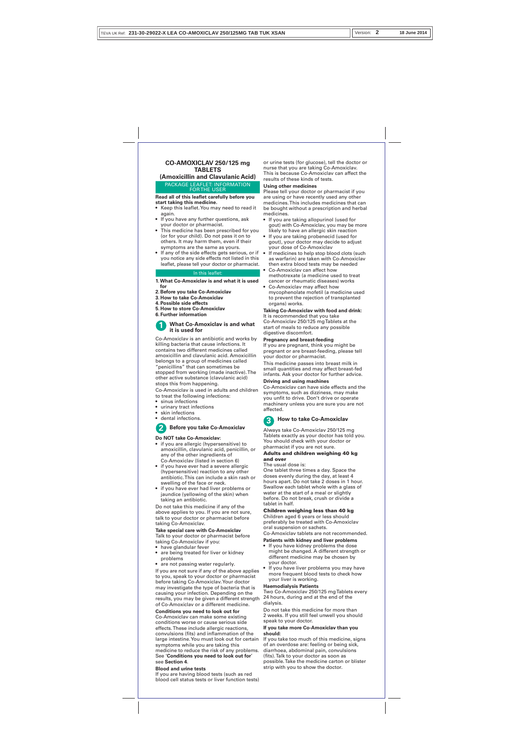# CO-AMOXICLAV 250/125 mg TABLETS

## (Amoxicillin and Clavulanic Acid)

PACKAGE LEAFLET: INFORMATION FOR THE USER

**Read all of this leaflet carefully before you start taking this medicine.**

- Keep this leaflet. You may need to read it again.
- If you have any further questions, ask your doctor or pharmacist.
- This medicine has been prescribed for you (or for your child). Do not pass it on to others. It may harm them, even if their symptoms are the same as yours.
- If any of the side effects gets serious, or if you notice any side effects not listed in this leaflet, please tell your doctor or pharmacist.

In this leaflet:

1. **What Co-Amoxiclav is and what it is used for**
2. **Before you take Co-Amoxiclav**
3. **How to take Co-Amoxiclav**
4. **Possible side effects**
5. **How to store Co-Amoxiclav**
6. **Further information**

## 1 What Co-Amoxiclav is and what it is used for

Co-Amoxiclav is an antibiotic and works by killing bacteria that cause infections. It contains two different medicines called amoxicillin and clavulanic acid. Amoxicillin belongs to a group of medicines called "penicillins" that can sometimes be stopped from working (made inactive). The other active substance (clavulanic acid) stops this from happening.

Co-Amoxiclav is used in adults and children to treat the following infections:

- sinus infections
- urinary tract infections
- skin infections
- dental infections.

## 2 Before you take Co-Amoxiclav

**Do NOT take Co-Amoxiclav:**

- if you are allergic (hypersensitive) to amoxicillin, clavulanic acid, penicillin, or any of the other ingredients of Co-Amoxiclav (listed in section 6)
- if you have ever had a severe allergic (hypersensitive) reaction to any other antibiotic. This can include a skin rash or swelling of the face or neck.
- if you have ever had liver problems or jaundice (yellowing of the skin) when taking an antibiotic.

Do not take this medicine if any of the above applies to you. If you are not sure, talk to your doctor or pharmacist before taking Co-Amoxiclav.

**Take special care with Co-Amoxiclav**

Talk to your doctor or pharmacist before taking Co-Amoxiclav if you:

- have glandular fever
- are being treated for liver or kidney problems
- are not passing water regularly.

If you are not sure if any of the above applies to you, speak to your doctor or pharmacist before taking Co-Amoxiclav. Your doctor may investigate the type of bacteria that is causing your infection. Depending on the results, you may be given a different strength of Co-Amoxiclav or a different medicine.

**Conditions you need to look out for**

Co-Amoxiclav can make some existing conditions worse or cause serious side effects. These include allergic reactions, convulsions (fits) and inflammation of the large intestine. You must look out for certain symptoms while you are taking this medicine to reduce the risk of any problems. See '**Conditions you need to look out for**' see **Section 4**.

**Blood and urine tests**

If you are having blood tests (such as red blood cell status tests or liver function tests) or urine tests (for glucose), tell the doctor or nurse that you are taking Co-Amoxiclav. This is because Co-Amoxiclav can affect the results of these kinds of tests.

**Using other medicines**

Please tell your doctor or pharmacist if you are using or have recently used any other medicines. This includes medicines that can be bought without a prescription and herbal medicines.

- If you are taking allopurinol (used for gout) with Co-Amoxiclav, you may be more likely to have an allergic skin reaction
- If you are taking probenecid (used for gout), your doctor may decide to adjust your dose of Co-Amoxiclav
- If medicines to help stop blood clots (such as warfarin) are taken with Co-Amoxiclav then extra blood tests may be needed
- Co-Amoxiclav can affect how methotrexate (a medicine used to treat cancer or rheumatic diseases) works
- Co-Amoxiclav may affect how mycophenolate mofetil (a medicine used to prevent the rejection of transplanted organs) works.

**Taking Co-Amoxiclav with food and drink:**

It is recommended that you take Co-Amoxiclav 250/125 mg Tablets at the start of meals to reduce any possible digestive discomfort.

**Pregnancy and breast-feeding**

If you are pregnant, think you might be pregnant or are breast-feeding, please tell your doctor or pharmacist.

This medicine passes into breast milk in small quantities and may affect breast-fed infants. Ask your doctor for further advice.

**Driving and using machines**

Co-Amoxiclav can have side effects and the symptoms, such as dizziness, may make you unfit to drive. Don't drive or operate machinery unless you are sure you are not affected.

## 3 How to take Co-Amoxiclav

Always take Co-Amoxiclav 250/125 mg Tablets exactly as your doctor has told you. You should check with your doctor or pharmacist if you are not sure.

**Adults and children weighing 40 kg and over**

The usual dose is:

One tablet three times a day. Space the doses evenly during the day, at least 4 hours apart. Do not take 2 doses in 1 hour. Swallow each tablet whole with a glass of water at the start of a meal or slightly before. Do not break, crush or divide a tablet in half.

**Children weighing less than 40 kg**

Children aged 6 years or less should preferably be treated with Co-Amoxiclav oral suspension or sachets.

Co-Amoxiclav tablets are not recommended.

**Patients with kidney and liver problems**

- If you have kidney problems the dose might be changed. A different strength or different medicine may be chosen by your doctor.
- If you have liver problems you may have more frequent blood tests to check how your liver is working.

**Haemodialysis Patients**

Two Co-Amoxiclav 250/125 mg Tablets every 24 hours, during and at the end of the dialysis.

Do not take this medicine for more than 2 weeks. If you still feel unwell you should speak to your doctor.

**If you take more Co-Amoxiclav than you should:**

If you take too much of this medicine, signs of an overdose are: feeling or being sick, diarrhoea, abdominal pain, convulsions (fits). Talk to your doctor as soon as possible. Take the medicine carton or blister strip with you to show the doctor.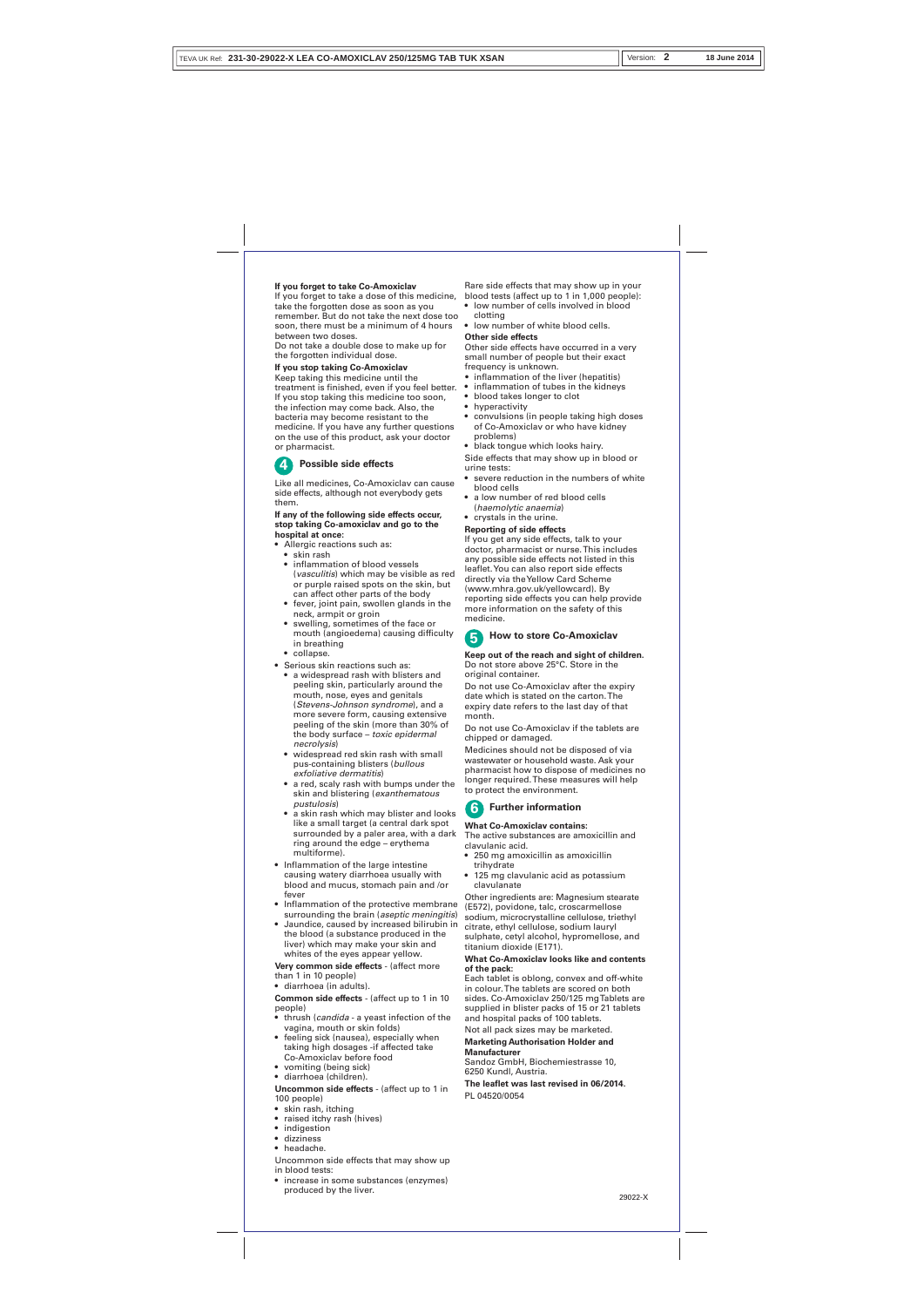**If you forget to take Co-Amoxiclav**

If you forget to take a dose of this medicine, take the forgotten dose as soon as you remember. But do not take the next dose too soon, there must be a minimum of 4 hours between two doses.

Do not take a double dose to make up for the forgotten individual dose.

**If you stop taking Co-Amoxiclav**

Keep taking this medicine until the treatment is finished, even if you feel better. If you stop taking this medicine too soon, the infection may come back. Also, the bacteria may become resistant to the medicine. If you have any further questions on the use of this product, ask your doctor or pharmacist.

## 4 Possible side effects

Like all medicines, Co-Amoxiclav can cause side effects, although not everybody gets them.

**If any of the following side effects occur, stop taking Co-amoxiclav and go to the hospital at once:**

- Allergic reactions such as:
  - skin rash
  - inflammation of blood vessels (*vasculitis*) which may be visible as red or purple raised spots on the skin, but can affect other parts of the body
  - fever, joint pain, swollen glands in the neck, armpit or groin
  - swelling, sometimes of the face or mouth (angioedema) causing difficulty in breathing
  - collapse.
- Serious skin reactions such as:
  - a widespread rash with blisters and peeling skin, particularly around the mouth, nose, eyes and genitals (*Stevens-Johnson syndrome*), and a more severe form, causing extensive peeling of the skin (more than 30% of the body surface – *toxic epidermal necrolysis*)
  - widespread red skin rash with small pus-containing blisters (*bullous exfoliative dermatitis*)
  - a red, scaly rash with bumps under the skin and blistering (*exanthematous pustulosis*)
  - a skin rash which may blister and looks like a small target (a central dark spot surrounded by a paler area, with a dark ring around the edge – erythema multiforme).
- Inflammation of the large intestine causing watery diarrhoea usually with blood and mucus, stomach pain and /or fever
- Inflammation of the protective membrane surrounding the brain (*aseptic meningitis*)
- Jaundice, caused by increased bilirubin in the blood (a substance produced in the liver) which may make your skin and whites of the eyes appear yellow.

**Very common side effects** - (affect more than 1 in 10 people)

- diarrhoea (in adults).

**Common side effects** - (affect up to 1 in 10 people)

- thrush (*candida* - a yeast infection of the vagina, mouth or skin folds)
- feeling sick (nausea), especially when taking high dosages -if affected take Co-Amoxiclav before food
- vomiting (being sick)
- diarrhoea (children).

**Uncommon side effects** - (affect up to 1 in 100 people)

- skin rash, itching
- raised itchy rash (hives)
- indigestion
- dizziness
- headache.

Uncommon side effects that may show up in blood tests:

- increase in some substances (enzymes) produced by the liver.

Rare side effects that may show up in your blood tests (affect up to 1 in 1,000 people):

- low number of cells involved in blood clotting
- low number of white blood cells.

**Other side effects**

Other side effects have occurred in a very small number of people but their exact frequency is unknown.

- inflammation of the liver (hepatitis)
- inflammation of tubes in the kidneys
- blood takes longer to clot
- hyperactivity
- convulsions (in people taking high doses of Co-Amoxiclav or who have kidney problems)
- black tongue which looks hairy.

Side effects that may show up in blood or urine tests:

- severe reduction in the numbers of white blood cells
- a low number of red blood cells (*haemolytic anaemia*)
- crystals in the urine.

**Reporting of side effects**

If you get any side effects, talk to your doctor, pharmacist or nurse. This includes any possible side effects not listed in this leaflet. You can also report side effects directly via the Yellow Card Scheme (www.mhra.gov.uk/yellowcard). By reporting side effects you can help provide more information on the safety of this medicine.

## 5 How to store Co-Amoxiclav

**Keep out of the reach and sight of children.**
Do not store above 25°C. Store in the original container.

Do not use Co-Amoxiclav after the expiry date which is stated on the carton. The expiry date refers to the last day of that month.

Do not use Co-Amoxiclav if the tablets are chipped or damaged.

Medicines should not be disposed of via wastewater or household waste. Ask your pharmacist how to dispose of medicines no longer required. These measures will help to protect the environment.

## 6 Further information

**What Co-Amoxiclav contains:**

The active substances are amoxicillin and clavulanic acid.

- 250 mg amoxicillin as amoxicillin trihydrate
- 125 mg clavulanic acid as potassium clavulanate

Other ingredients are: Magnesium stearate (E572), povidone, talc, croscarmellose sodium, microcrystalline cellulose, triethyl citrate, ethyl cellulose, sodium lauryl sulphate, cetyl alcohol, hypromellose, and titanium dioxide (E171).

**What Co-Amoxiclav looks like and contents of the pack:**

Each tablet is oblong, convex and off-white in colour. The tablets are scored on both sides. Co-Amoxiclav 250/125 mg Tablets are supplied in blister packs of 15 or 21 tablets and hospital packs of 100 tablets.

Not all pack sizes may be marketed.

**Marketing Authorisation Holder and Manufacturer**

Sandoz GmbH, Biochemiestrasse 10, 6250 Kundl, Austria.

**The leaflet was last revised in 06/2014.**

PL 04520/0054

29022-X